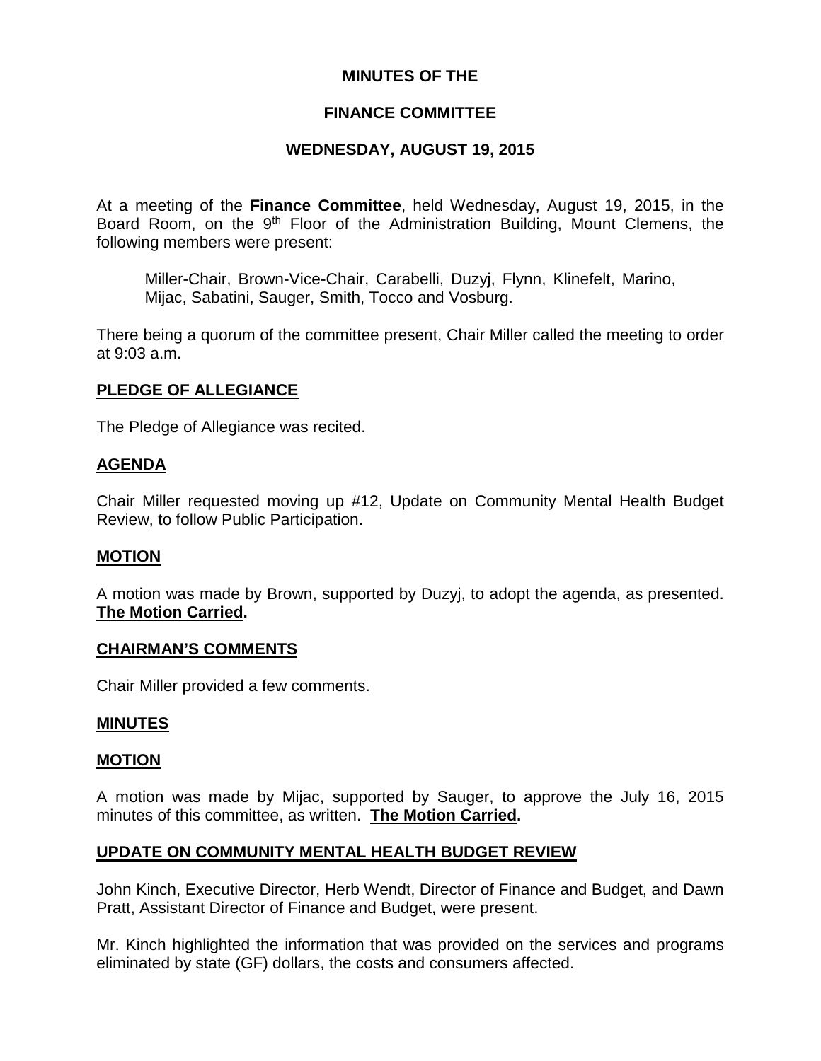# MINUTES OF THE

# FINANCE COMMITTEE

# WEDNESDAY, AUGUST 19, 2015

At a meeting of the **Finance Committee**, held Wednesday, August 19, 2015, in the Board Room, on the 9th Floor of the Administration Building, Mount Clemens, the following members were present:

> Miller-Chair, Brown-Vice-Chair, Carabelli, Duzyj, Flynn, Klinefelt, Marino, Mijac, Sabatini, Sauger, Smith, Tocco and Vosburg.

There being a quorum of the committee present, Chair Miller called the meeting to order at 9:03 a.m.

## PLEDGE OF ALLEGIANCE

The Pledge of Allegiance was recited.

## AGENDA

Chair Miller requested moving up #12, Update on Community Mental Health Budget Review, to follow Public Participation.

## MOTION

A motion was made by Brown, supported by Duzyj, to adopt the agenda, as presented. **The Motion Carried.**

## CHAIRMAN'S COMMENTS

Chair Miller provided a few comments.

## MINUTES

## MOTION

A motion was made by Mijac, supported by Sauger, to approve the July 16, 2015 minutes of this committee, as written. **The Motion Carried.**

## UPDATE ON COMMUNITY MENTAL HEALTH BUDGET REVIEW

John Kinch, Executive Director, Herb Wendt, Director of Finance and Budget, and Dawn Pratt, Assistant Director of Finance and Budget, were present.

Mr. Kinch highlighted the information that was provided on the services and programs eliminated by state (GF) dollars, the costs and consumers affected.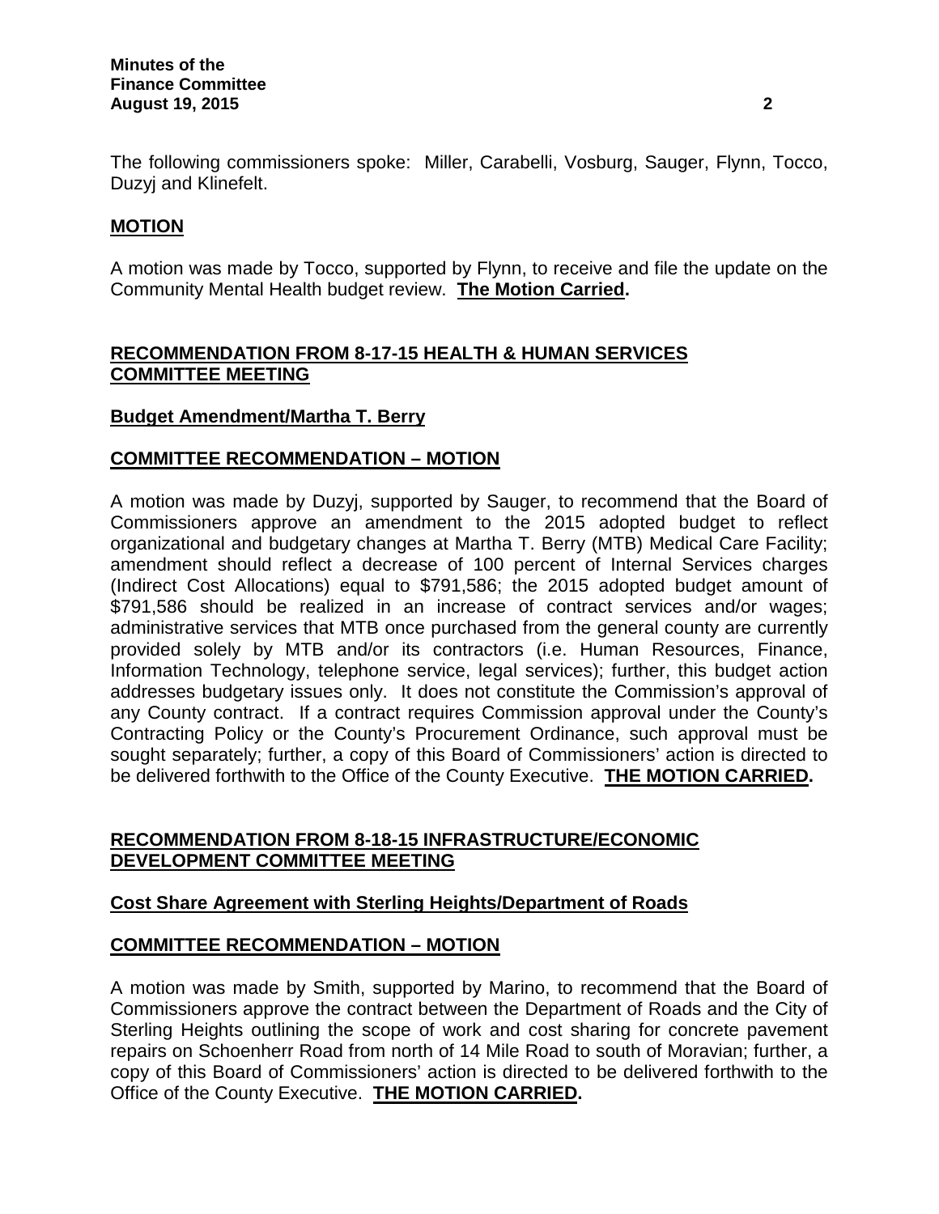The following commissioners spoke: Miller, Carabelli, Vosburg, Sauger, Flynn, Tocco, Duzyj and Klinefelt.

## MOTION

A motion was made by Tocco, supported by Flynn, to receive and file the update on the Community Mental Health budget review. **The Motion Carried.**

## RECOMMENDATION FROM 8-17-15 HEALTH & HUMAN SERVICES COMMITTEE MEETING

### Budget Amendment/Martha T. Berry

### COMMITTEE RECOMMENDATION – MOTION

A motion was made by Duzyj, supported by Sauger, to recommend that the Board of Commissioners approve an amendment to the 2015 adopted budget to reflect organizational and budgetary changes at Martha T. Berry (MTB) Medical Care Facility; amendment should reflect a decrease of 100 percent of Internal Services charges (Indirect Cost Allocations) equal to $791,586; the 2015 adopted budget amount of $791,586 should be realized in an increase of contract services and/or wages; administrative services that MTB once purchased from the general county are currently provided solely by MTB and/or its contractors (i.e. Human Resources, Finance, Information Technology, telephone service, legal services); further, this budget action addresses budgetary issues only. It does not constitute the Commission's approval of any County contract. If a contract requires Commission approval under the County's Contracting Policy or the County's Procurement Ordinance, such approval must be sought separately; further, a copy of this Board of Commissioners' action is directed to be delivered forthwith to the Office of the County Executive. **THE MOTION CARRIED.**

## RECOMMENDATION FROM 8-18-15 INFRASTRUCTURE/ECONOMIC DEVELOPMENT COMMITTEE MEETING

### Cost Share Agreement with Sterling Heights/Department of Roads

### COMMITTEE RECOMMENDATION – MOTION

A motion was made by Smith, supported by Marino, to recommend that the Board of Commissioners approve the contract between the Department of Roads and the City of Sterling Heights outlining the scope of work and cost sharing for concrete pavement repairs on Schoenherr Road from north of 14 Mile Road to south of Moravian; further, a copy of this Board of Commissioners' action is directed to be delivered forthwith to the Office of the County Executive. **THE MOTION CARRIED.**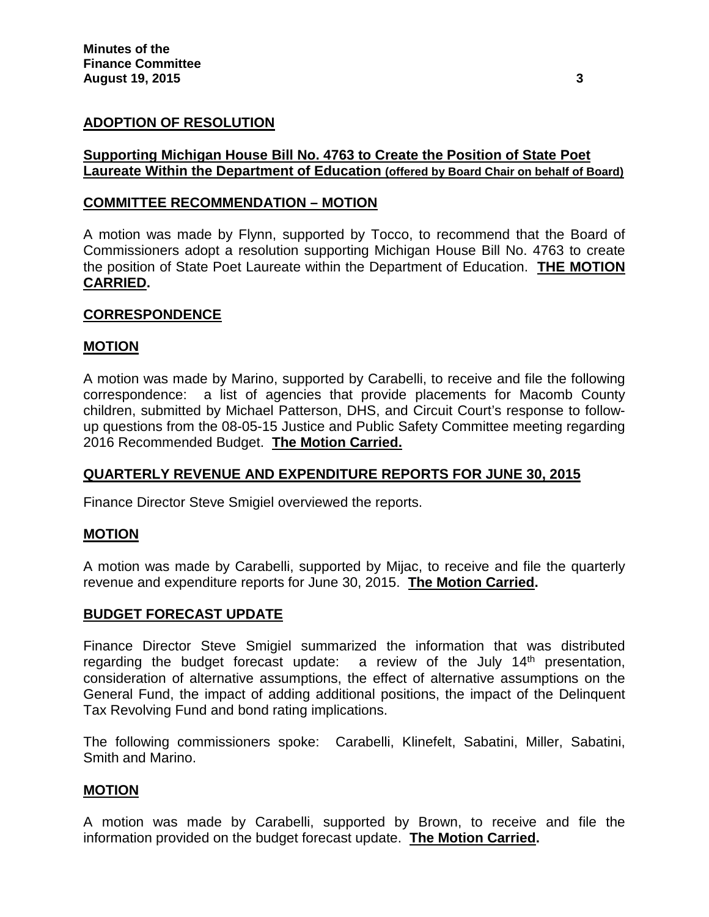## ADOPTION OF RESOLUTION

**Supporting Michigan House Bill No. 4763 to Create the Position of State Poet Laureate Within the Department of Education (offered by Board Chair on behalf of Board)**

### COMMITTEE RECOMMENDATION – MOTION

A motion was made by Flynn, supported by Tocco, to recommend that the Board of Commissioners adopt a resolution supporting Michigan House Bill No. 4763 to create the position of State Poet Laureate within the Department of Education. **THE MOTION CARRIED.**

## CORRESPONDENCE

### MOTION

A motion was made by Marino, supported by Carabelli, to receive and file the following correspondence: a list of agencies that provide placements for Macomb County children, submitted by Michael Patterson, DHS, and Circuit Court's response to follow-up questions from the 08-05-15 Justice and Public Safety Committee meeting regarding 2016 Recommended Budget. **The Motion Carried.**

## QUARTERLY REVENUE AND EXPENDITURE REPORTS FOR JUNE 30, 2015

Finance Director Steve Smigiel overviewed the reports.

### MOTION

A motion was made by Carabelli, supported by Mijac, to receive and file the quarterly revenue and expenditure reports for June 30, 2015. **The Motion Carried.**

## BUDGET FORECAST UPDATE

Finance Director Steve Smigiel summarized the information that was distributed regarding the budget forecast update: a review of the July 14th presentation, consideration of alternative assumptions, the effect of alternative assumptions on the General Fund, the impact of adding additional positions, the impact of the Delinquent Tax Revolving Fund and bond rating implications.

The following commissioners spoke: Carabelli, Klinefelt, Sabatini, Miller, Sabatini, Smith and Marino.

### MOTION

A motion was made by Carabelli, supported by Brown, to receive and file the information provided on the budget forecast update. **The Motion Carried.**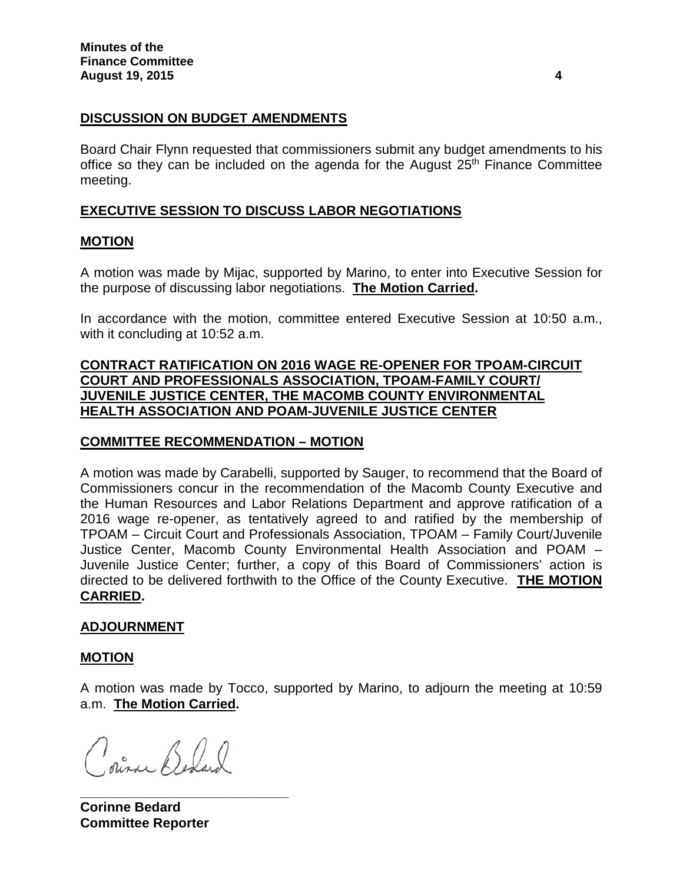**DISCUSSION ON BUDGET AMENDMENTS**

Board Chair Flynn requested that commissioners submit any budget amendments to his office so they can be included on the agenda for the August 25th Finance Committee meeting.

**EXECUTIVE SESSION TO DISCUSS LABOR NEGOTIATIONS**

**MOTION**

A motion was made by Mijac, supported by Marino, to enter into Executive Session for the purpose of discussing labor negotiations. **The Motion Carried.**

In accordance with the motion, committee entered Executive Session at 10:50 a.m., with it concluding at 10:52 a.m.

**CONTRACT RATIFICATION ON 2016 WAGE RE-OPENER FOR TPOAM-CIRCUIT COURT AND PROFESSIONALS ASSOCIATION, TPOAM-FAMILY COURT/ JUVENILE JUSTICE CENTER, THE MACOMB COUNTY ENVIRONMENTAL HEALTH ASSOCIATION AND POAM-JUVENILE JUSTICE CENTER**

**COMMITTEE RECOMMENDATION – MOTION**

A motion was made by Carabelli, supported by Sauger, to recommend that the Board of Commissioners concur in the recommendation of the Macomb County Executive and the Human Resources and Labor Relations Department and approve ratification of a 2016 wage re-opener, as tentatively agreed to and ratified by the membership of TPOAM – Circuit Court and Professionals Association, TPOAM – Family Court/Juvenile Justice Center, Macomb County Environmental Health Association and POAM – Juvenile Justice Center; further, a copy of this Board of Commissioners' action is directed to be delivered forthwith to the Office of the County Executive. **THE MOTION CARRIED.**

**ADJOURNMENT**

**MOTION**

A motion was made by Tocco, supported by Marino, to adjourn the meeting at 10:59 a.m. **The Motion Carried.**

_______________________________

**Corinne Bedard**
**Committee Reporter**